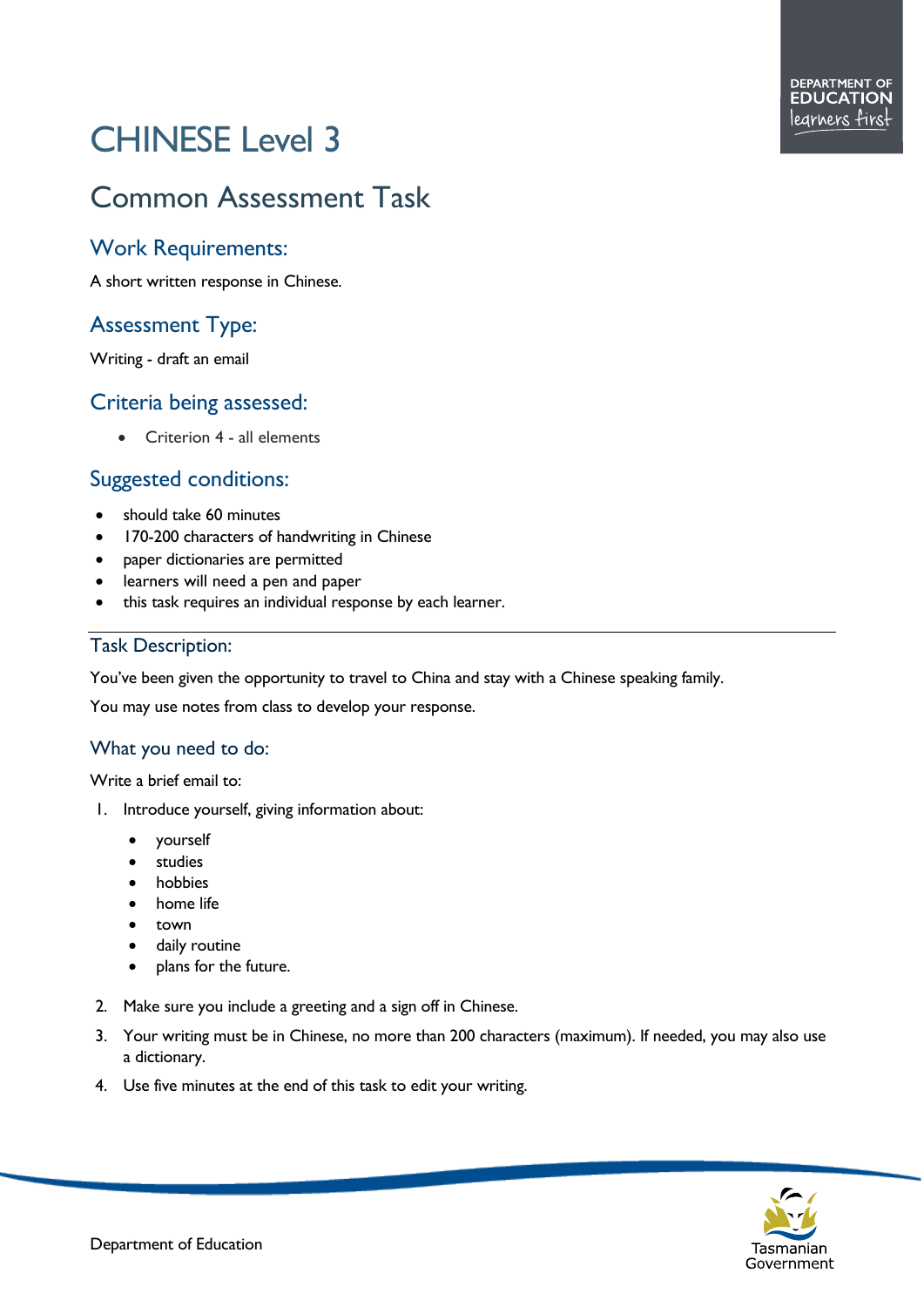# CHINESE Level 3

## Common Assessment Task

### Work Requirements:

A short written response in Chinese.

### Assessment Type:

Writing - draft an email

### Criteria being assessed:

- Criterion 4 - all elements

### Suggested conditions:

- should take 60 minutes
- 170-200 characters of handwriting in Chinese
- paper dictionaries are permitted
- learners will need a pen and paper
- this task requires an individual response by each learner.

---

### Task Description:

You've been given the opportunity to travel to China and stay with a Chinese speaking family.

You may use notes from class to develop your response.

### What you need to do:

Write a brief email to:

1. Introduce yourself, giving information about:
    - yourself
    - studies
    - hobbies
    - home life
    - town
    - daily routine
    - plans for the future.
2. Make sure you include a greeting and a sign off in Chinese.
3. Your writing must be in Chinese, no more than 200 characters (maximum). If needed, you may also use a dictionary.
4. Use five minutes at the end of this task to edit your writing.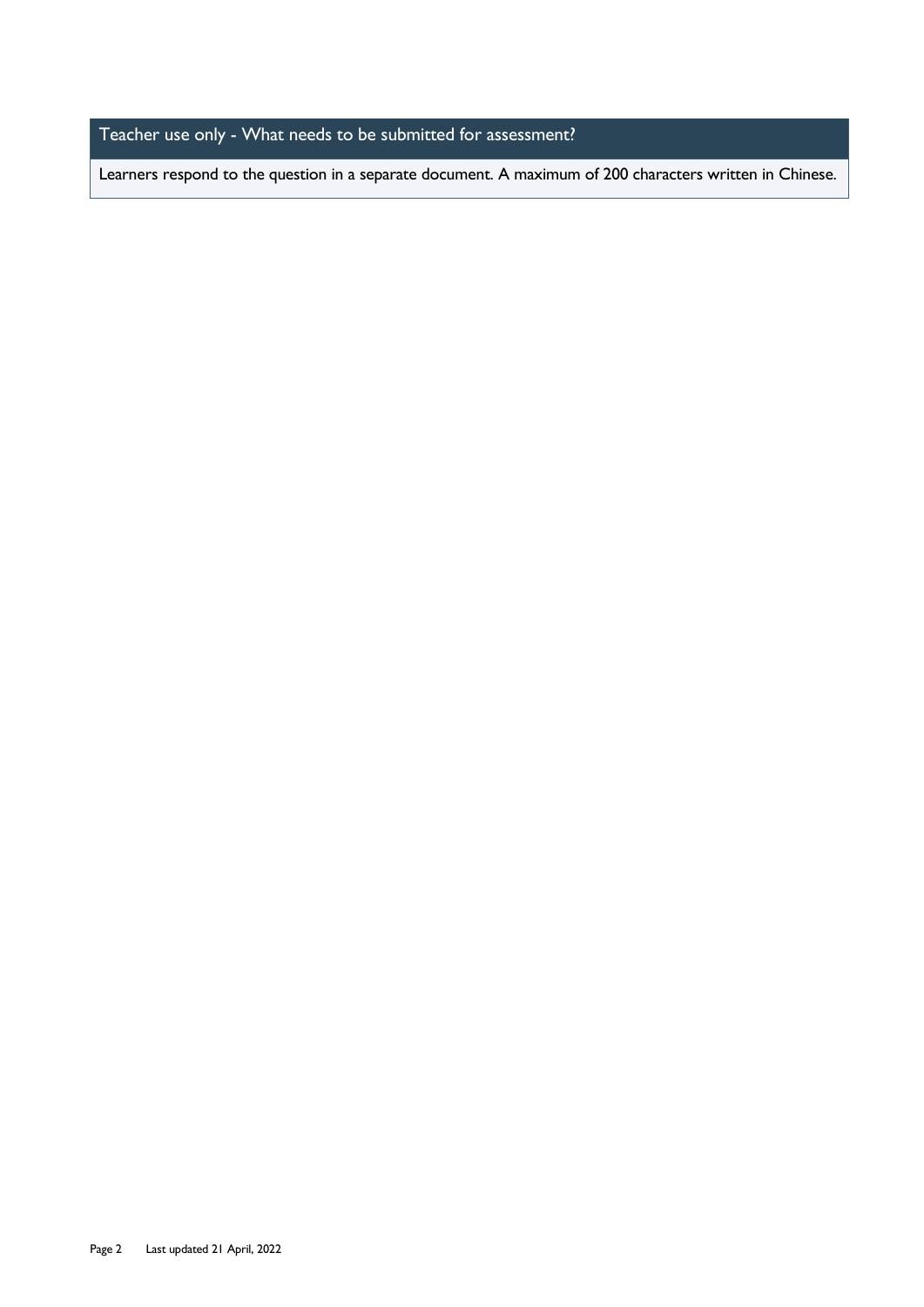| Teacher use only - What needs to be submitted for assessment? |
| --- |
| Learners respond to the question in a separate document. A maximum of 200 characters written in Chinese. |